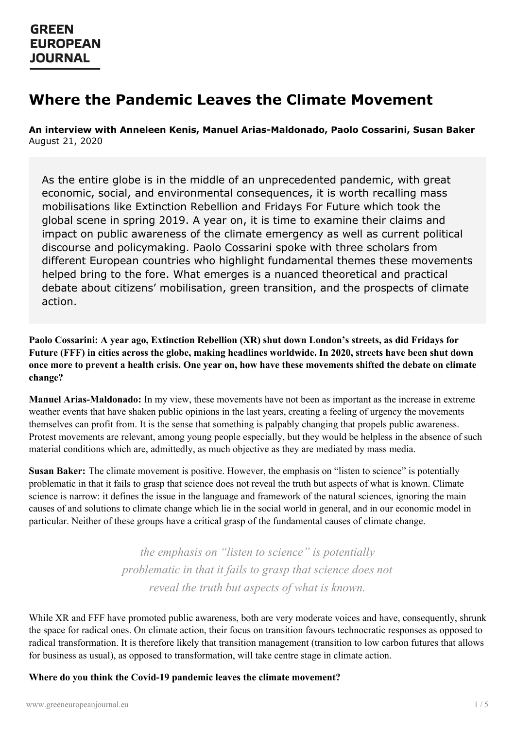# Where the Pandemic Leaves the Climate Movement

**An interview with Anneleen Kenis, Manuel Arias-Maldonado, Paolo Cossarini, Susan Baker**
August 21, 2020

> As the entire globe is in the middle of an unprecedented pandemic, with great economic, social, and environmental consequences, it is worth recalling mass mobilisations like Extinction Rebellion and Fridays For Future which took the global scene in spring 2019. A year on, it is time to examine their claims and impact on public awareness of the climate emergency as well as current political discourse and policymaking. Paolo Cossarini spoke with three scholars from different European countries who highlight fundamental themes these movements helped bring to the fore. What emerges is a nuanced theoretical and practical debate about citizens' mobilisation, green transition, and the prospects of climate action.

**Paolo Cossarini: A year ago, Extinction Rebellion (XR) shut down London's streets, as did Fridays for Future (FFF) in cities across the globe, making headlines worldwide. In 2020, streets have been shut down once more to prevent a health crisis. One year on, how have these movements shifted the debate on climate change?**

**Manuel Arias-Maldonado:** In my view, these movements have not been as important as the increase in extreme weather events that have shaken public opinions in the last years, creating a feeling of urgency the movements themselves can profit from. It is the sense that something is palpably changing that propels public awareness. Protest movements are relevant, among young people especially, but they would be helpless in the absence of such material conditions which are, admittedly, as much objective as they are mediated by mass media.

**Susan Baker:** The climate movement is positive. However, the emphasis on "listen to science" is potentially problematic in that it fails to grasp that science does not reveal the truth but aspects of what is known. Climate science is narrow: it defines the issue in the language and framework of the natural sciences, ignoring the main causes of and solutions to climate change which lie in the social world in general, and in our economic model in particular. Neither of these groups have a critical grasp of the fundamental causes of climate change.

> *the emphasis on "listen to science" is potentially problematic in that it fails to grasp that science does not reveal the truth but aspects of what is known.*

While XR and FFF have promoted public awareness, both are very moderate voices and have, consequently, shrunk the space for radical ones. On climate action, their focus on transition favours technocratic responses as opposed to radical transformation. It is therefore likely that transition management (transition to low carbon futures that allows for business as usual), as opposed to transformation, will take centre stage in climate action.

**Where do you think the Covid-19 pandemic leaves the climate movement?**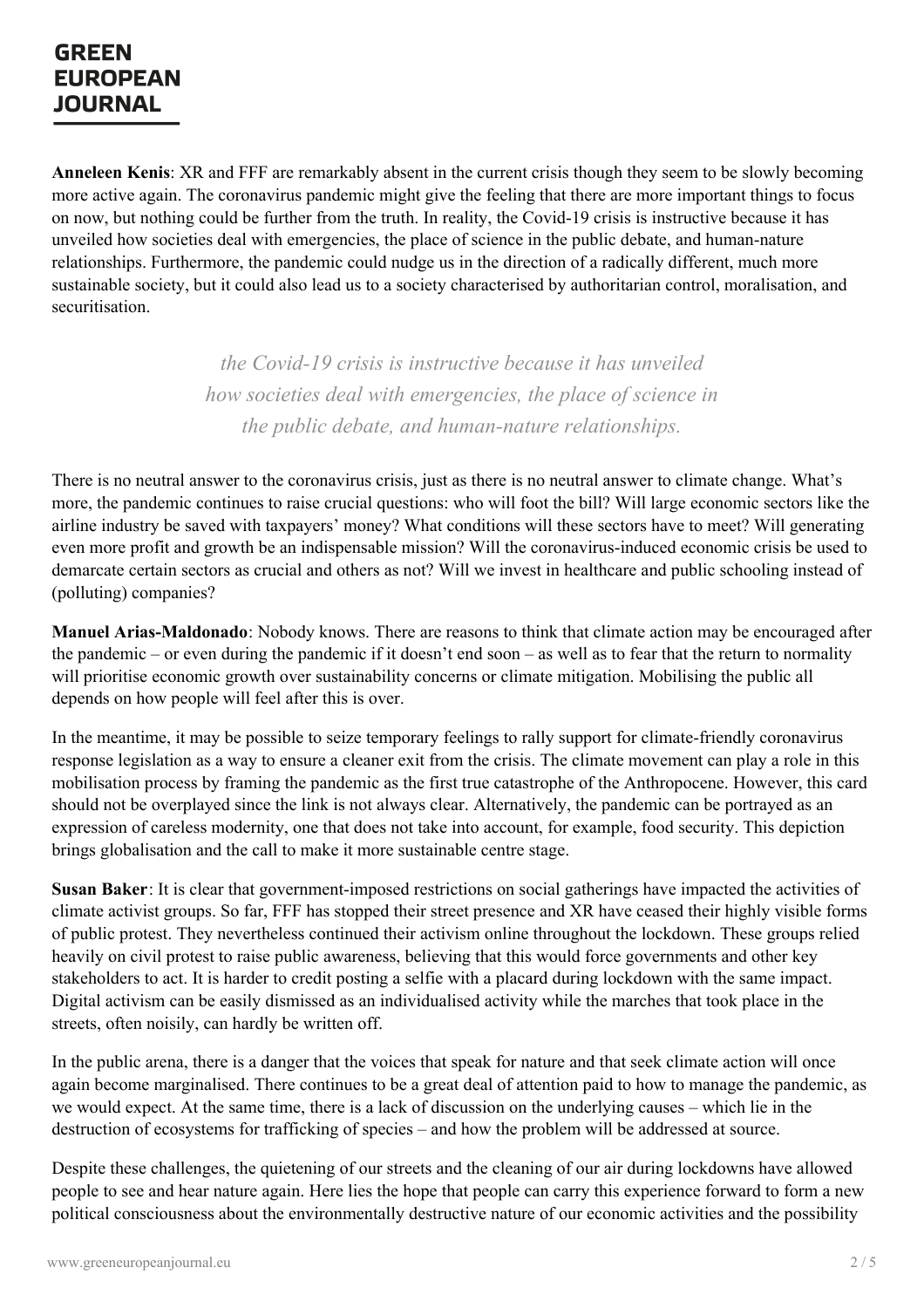**Anneleen Kenis**: XR and FFF are remarkably absent in the current crisis though they seem to be slowly becoming more active again. The coronavirus pandemic might give the feeling that there are more important things to focus on now, but nothing could be further from the truth. In reality, the Covid-19 crisis is instructive because it has unveiled how societies deal with emergencies, the place of science in the public debate, and human-nature relationships. Furthermore, the pandemic could nudge us in the direction of a radically different, much more sustainable society, but it could also lead us to a society characterised by authoritarian control, moralisation, and securitisation.

> *the Covid-19 crisis is instructive because it has unveiled how societies deal with emergencies, the place of science in the public debate, and human-nature relationships.*

There is no neutral answer to the coronavirus crisis, just as there is no neutral answer to climate change. What's more, the pandemic continues to raise crucial questions: who will foot the bill? Will large economic sectors like the airline industry be saved with taxpayers' money? What conditions will these sectors have to meet? Will generating even more profit and growth be an indispensable mission? Will the coronavirus-induced economic crisis be used to demarcate certain sectors as crucial and others as not? Will we invest in healthcare and public schooling instead of (polluting) companies?

**Manuel Arias-Maldonado**: Nobody knows. There are reasons to think that climate action may be encouraged after the pandemic – or even during the pandemic if it doesn't end soon – as well as to fear that the return to normality will prioritise economic growth over sustainability concerns or climate mitigation. Mobilising the public all depends on how people will feel after this is over.

In the meantime, it may be possible to seize temporary feelings to rally support for climate-friendly coronavirus response legislation as a way to ensure a cleaner exit from the crisis. The climate movement can play a role in this mobilisation process by framing the pandemic as the first true catastrophe of the Anthropocene. However, this card should not be overplayed since the link is not always clear. Alternatively, the pandemic can be portrayed as an expression of careless modernity, one that does not take into account, for example, food security. This depiction brings globalisation and the call to make it more sustainable centre stage.

**Susan Baker**: It is clear that government-imposed restrictions on social gatherings have impacted the activities of climate activist groups. So far, FFF has stopped their street presence and XR have ceased their highly visible forms of public protest. They nevertheless continued their activism online throughout the lockdown. These groups relied heavily on civil protest to raise public awareness, believing that this would force governments and other key stakeholders to act. It is harder to credit posting a selfie with a placard during lockdown with the same impact. Digital activism can be easily dismissed as an individualised activity while the marches that took place in the streets, often noisily, can hardly be written off.

In the public arena, there is a danger that the voices that speak for nature and that seek climate action will once again become marginalised. There continues to be a great deal of attention paid to how to manage the pandemic, as we would expect. At the same time, there is a lack of discussion on the underlying causes – which lie in the destruction of ecosystems for trafficking of species – and how the problem will be addressed at source.

Despite these challenges, the quietening of our streets and the cleaning of our air during lockdowns have allowed people to see and hear nature again. Here lies the hope that people can carry this experience forward to form a new political consciousness about the environmentally destructive nature of our economic activities and the possibility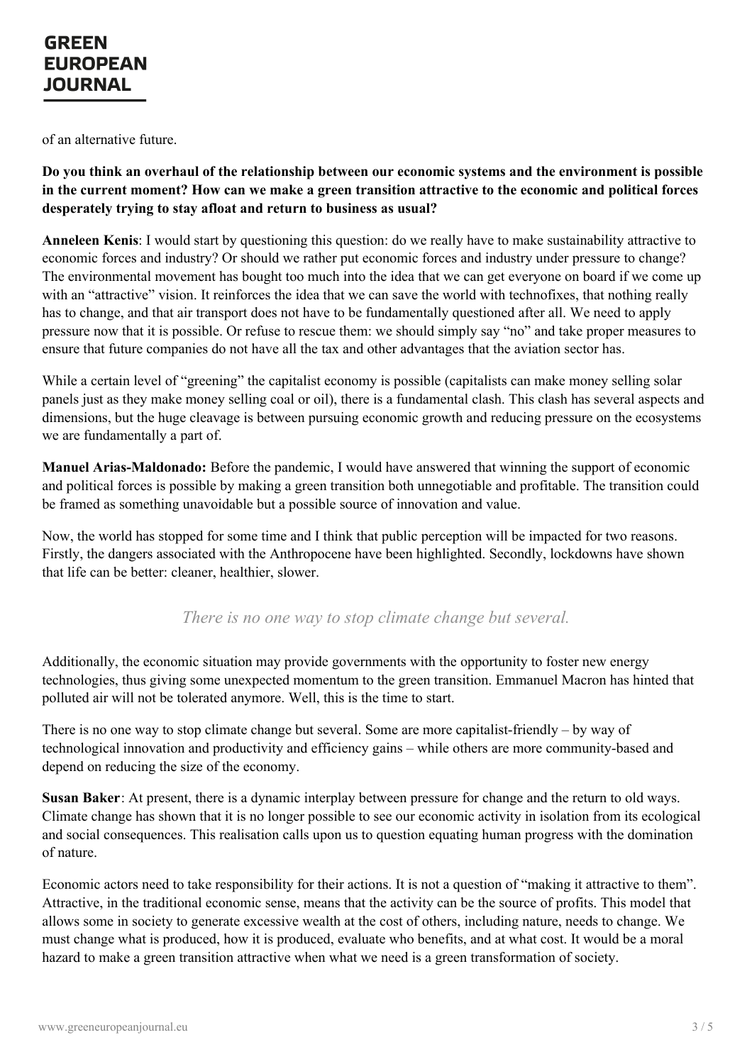of an alternative future.

**Do you think an overhaul of the relationship between our economic systems and the environment is possible in the current moment? How can we make a green transition attractive to the economic and political forces desperately trying to stay afloat and return to business as usual?**

**Anneleen Kenis**: I would start by questioning this question: do we really have to make sustainability attractive to economic forces and industry? Or should we rather put economic forces and industry under pressure to change? The environmental movement has bought too much into the idea that we can get everyone on board if we come up with an "attractive" vision. It reinforces the idea that we can save the world with technofixes, that nothing really has to change, and that air transport does not have to be fundamentally questioned after all. We need to apply pressure now that it is possible. Or refuse to rescue them: we should simply say "no" and take proper measures to ensure that future companies do not have all the tax and other advantages that the aviation sector has.

While a certain level of "greening" the capitalist economy is possible (capitalists can make money selling solar panels just as they make money selling coal or oil), there is a fundamental clash. This clash has several aspects and dimensions, but the huge cleavage is between pursuing economic growth and reducing pressure on the ecosystems we are fundamentally a part of.

**Manuel Arias-Maldonado:** Before the pandemic, I would have answered that winning the support of economic and political forces is possible by making a green transition both unnegotiable and profitable. The transition could be framed as something unavoidable but a possible source of innovation and value.

Now, the world has stopped for some time and I think that public perception will be impacted for two reasons. Firstly, the dangers associated with the Anthropocene have been highlighted. Secondly, lockdowns have shown that life can be better: cleaner, healthier, slower.

*There is no one way to stop climate change but several.*

Additionally, the economic situation may provide governments with the opportunity to foster new energy technologies, thus giving some unexpected momentum to the green transition. Emmanuel Macron has hinted that polluted air will not be tolerated anymore. Well, this is the time to start.

There is no one way to stop climate change but several. Some are more capitalist-friendly – by way of technological innovation and productivity and efficiency gains – while others are more community-based and depend on reducing the size of the economy.

**Susan Baker**: At present, there is a dynamic interplay between pressure for change and the return to old ways. Climate change has shown that it is no longer possible to see our economic activity in isolation from its ecological and social consequences. This realisation calls upon us to question equating human progress with the domination of nature.

Economic actors need to take responsibility for their actions. It is not a question of "making it attractive to them". Attractive, in the traditional economic sense, means that the activity can be the source of profits. This model that allows some in society to generate excessive wealth at the cost of others, including nature, needs to change. We must change what is produced, how it is produced, evaluate who benefits, and at what cost. It would be a moral hazard to make a green transition attractive when what we need is a green transformation of society.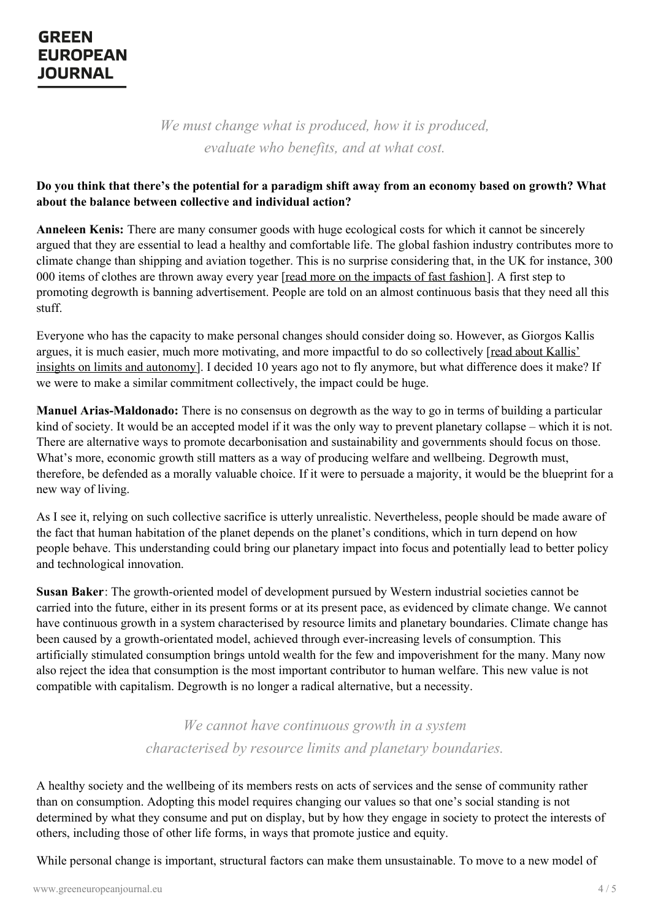*We must change what is produced, how it is produced, evaluate who benefits, and at what cost.*

**Do you think that there's the potential for a paradigm shift away from an economy based on growth? What about the balance between collective and individual action?**

**Anneleen Kenis:** There are many consumer goods with huge ecological costs for which it cannot be sincerely argued that they are essential to lead a healthy and comfortable life. The global fashion industry contributes more to climate change than shipping and aviation together. This is no surprise considering that, in the UK for instance, 300 000 items of clothes are thrown away every year [read more on the impacts of fast fashion]. A first step to promoting degrowth is banning advertisement. People are told on an almost continuous basis that they need all this stuff.

Everyone who has the capacity to make personal changes should consider doing so. However, as Giorgos Kallis argues, it is much easier, much more motivating, and more impactful to do so collectively [read about Kallis' insights on limits and autonomy]. I decided 10 years ago not to fly anymore, but what difference does it make? If we were to make a similar commitment collectively, the impact could be huge.

**Manuel Arias-Maldonado:** There is no consensus on degrowth as the way to go in terms of building a particular kind of society. It would be an accepted model if it was the only way to prevent planetary collapse – which it is not. There are alternative ways to promote decarbonisation and sustainability and governments should focus on those. What's more, economic growth still matters as a way of producing welfare and wellbeing. Degrowth must, therefore, be defended as a morally valuable choice. If it were to persuade a majority, it would be the blueprint for a new way of living.

As I see it, relying on such collective sacrifice is utterly unrealistic. Nevertheless, people should be made aware of the fact that human habitation of the planet depends on the planet's conditions, which in turn depend on how people behave. This understanding could bring our planetary impact into focus and potentially lead to better policy and technological innovation.

**Susan Baker**: The growth-oriented model of development pursued by Western industrial societies cannot be carried into the future, either in its present forms or at its present pace, as evidenced by climate change. We cannot have continuous growth in a system characterised by resource limits and planetary boundaries. Climate change has been caused by a growth-orientated model, achieved through ever-increasing levels of consumption. This artificially stimulated consumption brings untold wealth for the few and impoverishment for the many. Many now also reject the idea that consumption is the most important contributor to human welfare. This new value is not compatible with capitalism. Degrowth is no longer a radical alternative, but a necessity.

*We cannot have continuous growth in a system characterised by resource limits and planetary boundaries.*

A healthy society and the wellbeing of its members rests on acts of services and the sense of community rather than on consumption. Adopting this model requires changing our values so that one's social standing is not determined by what they consume and put on display, but by how they engage in society to protect the interests of others, including those of other life forms, in ways that promote justice and equity.

While personal change is important, structural factors can make them unsustainable. To move to a new model of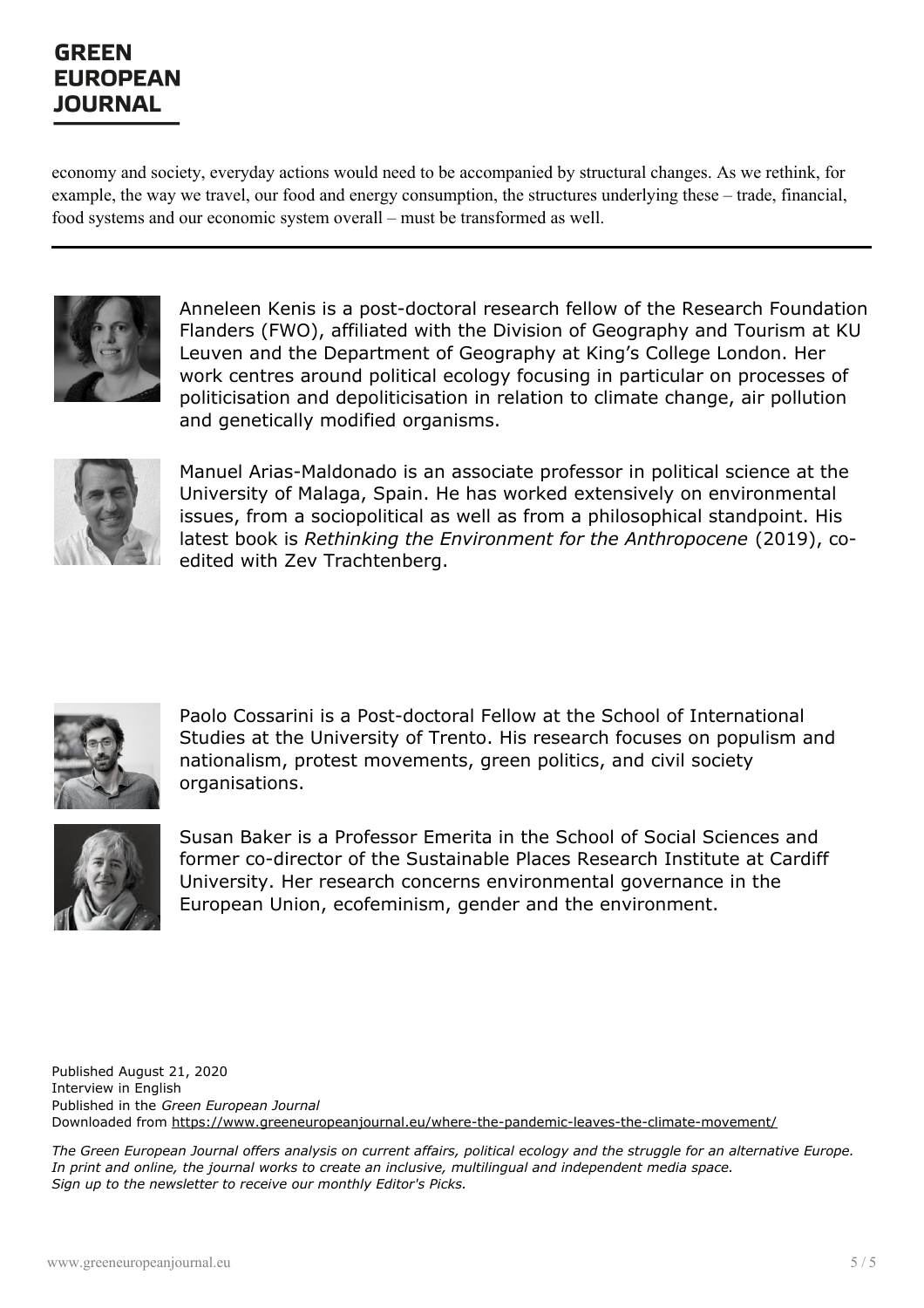economy and society, everyday actions would need to be accompanied by structural changes. As we rethink, for example, the way we travel, our food and energy consumption, the structures underlying these – trade, financial, food systems and our economic system overall – must be transformed as well.

---

Anneleen Kenis is a post-doctoral research fellow of the Research Foundation Flanders (FWO), affiliated with the Division of Geography and Tourism at KU Leuven and the Department of Geography at King's College London. Her work centres around political ecology focusing in particular on processes of politicisation and depoliticisation in relation to climate change, air pollution and genetically modified organisms.

Manuel Arias-Maldonado is an associate professor in political science at the University of Malaga, Spain. He has worked extensively on environmental issues, from a sociopolitical as well as from a philosophical standpoint. His latest book is *Rethinking the Environment for the Anthropocene* (2019), co-edited with Zev Trachtenberg.

Paolo Cossarini is a Post-doctoral Fellow at the School of International Studies at the University of Trento. His research focuses on populism and nationalism, protest movements, green politics, and civil society organisations.

Susan Baker is a Professor Emerita in the School of Social Sciences and former co-director of the Sustainable Places Research Institute at Cardiff University. Her research concerns environmental governance in the European Union, ecofeminism, gender and the environment.

Published August 21, 2020
Interview in English
Published in the *Green European Journal*
Downloaded from https://www.greeneuropeanjournal.eu/where-the-pandemic-leaves-the-climate-movement/

*The Green European Journal offers analysis on current affairs, political ecology and the struggle for an alternative Europe. In print and online, the journal works to create an inclusive, multilingual and independent media space. Sign up to the newsletter to receive our monthly Editor's Picks.*